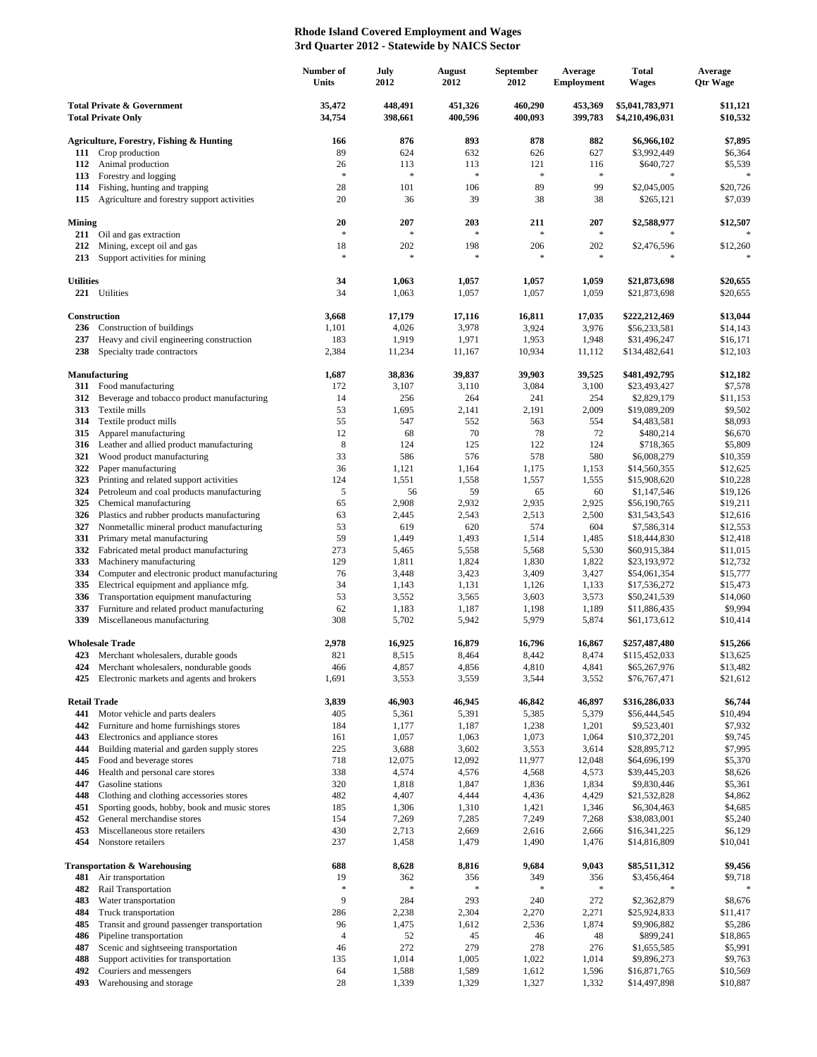## Rhode Island Covered Employment and Wages
## 3rd Quarter 2012 - Statewide by NAICS Sector

| | | Number of Units | July 2012 | August 2012 | September 2012 | Average Employment | Total Wages | Average Qtr Wage |
|---|---|---|---|---|---|---|---|---|
| **Total Private & Government** | | **35,472** | **448,491** | **451,326** | **460,290** | **453,369** | **$5,041,783,971** | **$11,121** |
| **Total Private Only** | | **34,754** | **398,661** | **400,596** | **400,093** | **399,783** | **$4,210,496,031** | **$10,532** |
| **Agriculture, Forestry, Fishing & Hunting** | | **166** | **876** | **893** | **878** | **882** | **$6,966,102** | **$7,895** |
| **111** | Crop production | 89 | 624 | 632 | 626 | 627 | $3,992,449 | $6,364 |
| **112** | Animal production | 26 | 113 | 113 | 121 | 116 | $640,727 | $5,539 |
| **113** | Forestry and logging | * | * | * | * | * | * | * |
| **114** | Fishing, hunting and trapping | 28 | 101 | 106 | 89 | 99 | $2,045,005 | $20,726 |
| **115** | Agriculture and forestry support activities | 20 | 36 | 39 | 38 | 38 | $265,121 | $7,039 |
| **Mining** | | **20** | **207** | **203** | **211** | **207** | **$2,588,977** | **$12,507** |
| **211** | Oil and gas extraction | * | * | * | * | * | * | * |
| **212** | Mining, except oil and gas | 18 | 202 | 198 | 206 | 202 | $2,476,596 | $12,260 |
| **213** | Support activities for mining | * | * | * | * | * | * | * |
| **Utilities** | | **34** | **1,063** | **1,057** | **1,057** | **1,059** | **$21,873,698** | **$20,655** |
| **221** | Utilities | 34 | 1,063 | 1,057 | 1,057 | 1,059 | $21,873,698 | $20,655 |
| **Construction** | | **3,668** | **17,179** | **17,116** | **16,811** | **17,035** | **$222,212,469** | **$13,044** |
| **236** | Construction of buildings | 1,101 | 4,026 | 3,978 | 3,924 | 3,976 | $56,233,581 | $14,143 |
| **237** | Heavy and civil engineering construction | 183 | 1,919 | 1,971 | 1,953 | 1,948 | $31,496,247 | $16,171 |
| **238** | Specialty trade contractors | 2,384 | 11,234 | 11,167 | 10,934 | 11,112 | $134,482,641 | $12,103 |
| **Manufacturing** | | **1,687** | **38,836** | **39,837** | **39,903** | **39,525** | **$481,492,795** | **$12,182** |
| **311** | Food manufacturing | 172 | 3,107 | 3,110 | 3,084 | 3,100 | $23,493,427 | $7,578 |
| **312** | Beverage and tobacco product manufacturing | 14 | 256 | 264 | 241 | 254 | $2,829,179 | $11,153 |
| **313** | Textile mills | 53 | 1,695 | 2,141 | 2,191 | 2,009 | $19,089,209 | $9,502 |
| **314** | Textile product mills | 55 | 547 | 552 | 563 | 554 | $4,483,581 | $8,093 |
| **315** | Apparel manufacturing | 12 | 68 | 70 | 78 | 72 | $480,214 | $6,670 |
| **316** | Leather and allied product manufacturing | 8 | 124 | 125 | 122 | 124 | $718,365 | $5,809 |
| **321** | Wood product manufacturing | 33 | 586 | 576 | 578 | 580 | $6,008,279 | $10,359 |
| **322** | Paper manufacturing | 36 | 1,121 | 1,164 | 1,175 | 1,153 | $14,560,355 | $12,625 |
| **323** | Printing and related support activities | 124 | 1,551 | 1,558 | 1,557 | 1,555 | $15,908,620 | $10,228 |
| **324** | Petroleum and coal products manufacturing | 5 | 56 | 59 | 65 | 60 | $1,147,546 | $19,126 |
| **325** | Chemical manufacturing | 65 | 2,908 | 2,932 | 2,935 | 2,925 | $56,190,765 | $19,211 |
| **326** | Plastics and rubber products manufacturing | 63 | 2,445 | 2,543 | 2,513 | 2,500 | $31,543,543 | $12,616 |
| **327** | Nonmetallic mineral product manufacturing | 53 | 619 | 620 | 574 | 604 | $7,586,314 | $12,553 |
| **331** | Primary metal manufacturing | 59 | 1,449 | 1,493 | 1,514 | 1,485 | $18,444,830 | $12,418 |
| **332** | Fabricated metal product manufacturing | 273 | 5,465 | 5,558 | 5,568 | 5,530 | $60,915,384 | $11,015 |
| **333** | Machinery manufacturing | 129 | 1,811 | 1,824 | 1,830 | 1,822 | $23,193,972 | $12,732 |
| **334** | Computer and electronic product manufacturing | 76 | 3,448 | 3,423 | 3,409 | 3,427 | $54,061,354 | $15,777 |
| **335** | Electrical equipment and appliance mfg. | 34 | 1,143 | 1,131 | 1,126 | 1,133 | $17,536,272 | $15,473 |
| **336** | Transportation equipment manufacturing | 53 | 3,552 | 3,565 | 3,603 | 3,573 | $50,241,539 | $14,060 |
| **337** | Furniture and related product manufacturing | 62 | 1,183 | 1,187 | 1,198 | 1,189 | $11,886,435 | $9,994 |
| **339** | Miscellaneous manufacturing | 308 | 5,702 | 5,942 | 5,979 | 5,874 | $61,173,612 | $10,414 |
| **Wholesale Trade** | | **2,978** | **16,925** | **16,879** | **16,796** | **16,867** | **$257,487,480** | **$15,266** |
| **423** | Merchant wholesalers, durable goods | 821 | 8,515 | 8,464 | 8,442 | 8,474 | $115,452,033 | $13,625 |
| **424** | Merchant wholesalers, nondurable goods | 466 | 4,857 | 4,856 | 4,810 | 4,841 | $65,267,976 | $13,482 |
| **425** | Electronic markets and agents and brokers | 1,691 | 3,553 | 3,559 | 3,544 | 3,552 | $76,767,471 | $21,612 |
| **Retail Trade** | | **3,839** | **46,903** | **46,945** | **46,842** | **46,897** | **$316,286,033** | **$6,744** |
| **441** | Motor vehicle and parts dealers | 405 | 5,361 | 5,391 | 5,385 | 5,379 | $56,444,545 | $10,494 |
| **442** | Furniture and home furnishings stores | 184 | 1,177 | 1,187 | 1,238 | 1,201 | $9,523,401 | $7,932 |
| **443** | Electronics and appliance stores | 161 | 1,057 | 1,063 | 1,073 | 1,064 | $10,372,201 | $9,745 |
| **444** | Building material and garden supply stores | 225 | 3,688 | 3,602 | 3,553 | 3,614 | $28,895,712 | $7,995 |
| **445** | Food and beverage stores | 718 | 12,075 | 12,092 | 11,977 | 12,048 | $64,696,199 | $5,370 |
| **446** | Health and personal care stores | 338 | 4,574 | 4,576 | 4,568 | 4,573 | $39,445,203 | $8,626 |
| **447** | Gasoline stations | 320 | 1,818 | 1,847 | 1,836 | 1,834 | $9,830,446 | $5,361 |
| **448** | Clothing and clothing accessories stores | 482 | 4,407 | 4,444 | 4,436 | 4,429 | $21,532,828 | $4,862 |
| **451** | Sporting goods, hobby, book and music stores | 185 | 1,306 | 1,310 | 1,421 | 1,346 | $6,304,463 | $4,685 |
| **452** | General merchandise stores | 154 | 7,269 | 7,285 | 7,249 | 7,268 | $38,083,001 | $5,240 |
| **453** | Miscellaneous store retailers | 430 | 2,713 | 2,669 | 2,616 | 2,666 | $16,341,225 | $6,129 |
| **454** | Nonstore retailers | 237 | 1,458 | 1,479 | 1,490 | 1,476 | $14,816,809 | $10,041 |
| **Transportation & Warehousing** | | **688** | **8,628** | **8,816** | **9,684** | **9,043** | **$85,511,312** | **$9,456** |
| **481** | Air transportation | 19 | 362 | 356 | 349 | 356 | $3,456,464 | $9,718 |
| **482** | Rail Transportation | * | * | * | * | * | * | * |
| **483** | Water transportation | 9 | 284 | 293 | 240 | 272 | $2,362,879 | $8,676 |
| **484** | Truck transportation | 286 | 2,238 | 2,304 | 2,270 | 2,271 | $25,924,833 | $11,417 |
| **485** | Transit and ground passenger transportation | 96 | 1,475 | 1,612 | 2,536 | 1,874 | $9,906,882 | $5,286 |
| **486** | Pipeline transportation | 4 | 52 | 45 | 46 | 48 | $899,241 | $18,865 |
| **487** | Scenic and sightseeing transportation | 46 | 272 | 279 | 278 | 276 | $1,655,585 | $5,991 |
| **488** | Support activities for transportation | 135 | 1,014 | 1,005 | 1,022 | 1,014 | $9,896,273 | $9,763 |
| **492** | Couriers and messengers | 64 | 1,588 | 1,589 | 1,612 | 1,596 | $16,871,765 | $10,569 |
| **493** | Warehousing and storage | 28 | 1,339 | 1,329 | 1,327 | 1,332 | $14,497,898 | $10,887 |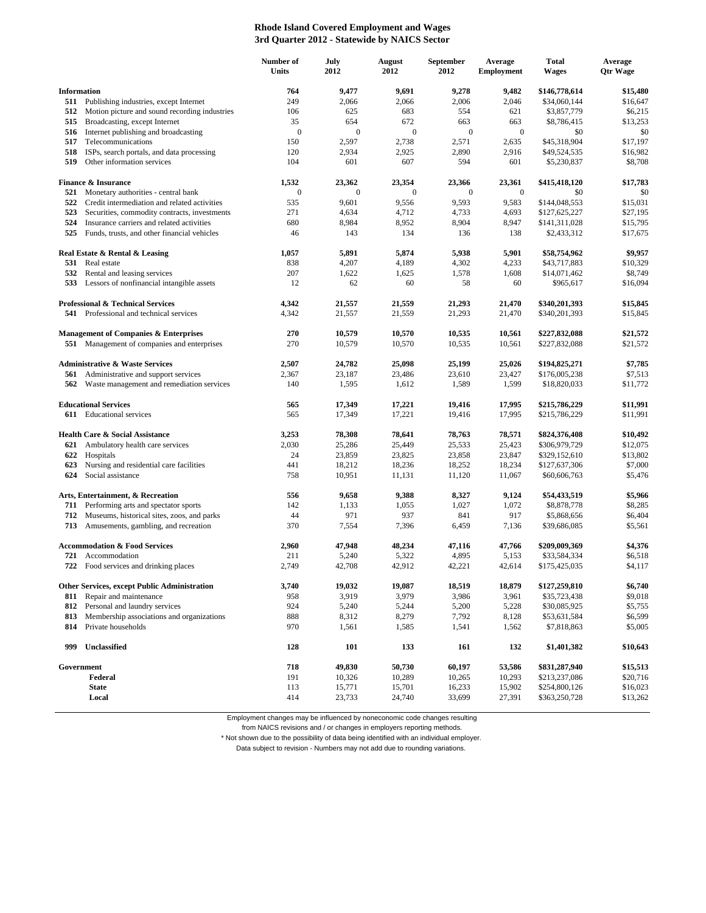# Rhode Island Covered Employment and Wages
## 3rd Quarter 2012 - Statewide by NAICS Sector

| | Number of Units | July 2012 | August 2012 | September 2012 | Average Employment | Total Wages | Average Qtr Wage |
|---|---|---|---|---|---|---|---|
| **Information** | **764** | **9,477** | **9,691** | **9,278** | **9,482** | **$146,778,614** | **$15,480** |
| **511** Publishing industries, except Internet | 249 | 2,066 | 2,066 | 2,006 | 2,046 | $34,060,144 | $16,647 |
| **512** Motion picture and sound recording industries | 106 | 625 | 683 | 554 | 621 | $3,857,779 | $6,215 |
| **515** Broadcasting, except Internet | 35 | 654 | 672 | 663 | 663 | $8,786,415 | $13,253 |
| **516** Internet publishing and broadcasting | 0 | 0 | 0 | 0 | 0 | $0 | $0 |
| **517** Telecommunications | 150 | 2,597 | 2,738 | 2,571 | 2,635 | $45,318,904 | $17,197 |
| **518** ISPs, search portals, and data processing | 120 | 2,934 | 2,925 | 2,890 | 2,916 | $49,524,535 | $16,982 |
| **519** Other information services | 104 | 601 | 607 | 594 | 601 | $5,230,837 | $8,708 |
| **Finance & Insurance** | **1,532** | **23,362** | **23,354** | **23,366** | **23,361** | **$415,418,120** | **$17,783** |
| **521** Monetary authorities - central bank | 0 | 0 | 0 | 0 | 0 | $0 | $0 |
| **522** Credit intermediation and related activities | 535 | 9,601 | 9,556 | 9,593 | 9,583 | $144,048,553 | $15,031 |
| **523** Securities, commodity contracts, investments | 271 | 4,634 | 4,712 | 4,733 | 4,693 | $127,625,227 | $27,195 |
| **524** Insurance carriers and related activities | 680 | 8,984 | 8,952 | 8,904 | 8,947 | $141,311,028 | $15,795 |
| **525** Funds, trusts, and other financial vehicles | 46 | 143 | 134 | 136 | 138 | $2,433,312 | $17,675 |
| **Real Estate & Rental & Leasing** | **1,057** | **5,891** | **5,874** | **5,938** | **5,901** | **$58,754,962** | **$9,957** |
| **531** Real estate | 838 | 4,207 | 4,189 | 4,302 | 4,233 | $43,717,883 | $10,329 |
| **532** Rental and leasing services | 207 | 1,622 | 1,625 | 1,578 | 1,608 | $14,071,462 | $8,749 |
| **533** Lessors of nonfinancial intangible assets | 12 | 62 | 60 | 58 | 60 | $965,617 | $16,094 |
| **Professional & Technical Services** | **4,342** | **21,557** | **21,559** | **21,293** | **21,470** | **$340,201,393** | **$15,845** |
| **541** Professional and technical services | 4,342 | 21,557 | 21,559 | 21,293 | 21,470 | $340,201,393 | $15,845 |
| **Management of Companies & Enterprises** | **270** | **10,579** | **10,570** | **10,535** | **10,561** | **$227,832,088** | **$21,572** |
| **551** Management of companies and enterprises | 270 | 10,579 | 10,570 | 10,535 | 10,561 | $227,832,088 | $21,572 |
| **Administrative & Waste Services** | **2,507** | **24,782** | **25,098** | **25,199** | **25,026** | **$194,825,271** | **$7,785** |
| **561** Administrative and support services | 2,367 | 23,187 | 23,486 | 23,610 | 23,427 | $176,005,238 | $7,513 |
| **562** Waste management and remediation services | 140 | 1,595 | 1,612 | 1,589 | 1,599 | $18,820,033 | $11,772 |
| **Educational Services** | **565** | **17,349** | **17,221** | **19,416** | **17,995** | **$215,786,229** | **$11,991** |
| **611** Educational services | 565 | 17,349 | 17,221 | 19,416 | 17,995 | $215,786,229 | $11,991 |
| **Health Care & Social Assistance** | **3,253** | **78,308** | **78,641** | **78,763** | **78,571** | **$824,376,408** | **$10,492** |
| **621** Ambulatory health care services | 2,030 | 25,286 | 25,449 | 25,533 | 25,423 | $306,979,729 | $12,075 |
| **622** Hospitals | 24 | 23,859 | 23,825 | 23,858 | 23,847 | $329,152,610 | $13,802 |
| **623** Nursing and residential care facilities | 441 | 18,212 | 18,236 | 18,252 | 18,234 | $127,637,306 | $7,000 |
| **624** Social assistance | 758 | 10,951 | 11,131 | 11,120 | 11,067 | $60,606,763 | $5,476 |
| **Arts, Entertainment, & Recreation** | **556** | **9,658** | **9,388** | **8,327** | **9,124** | **$54,433,519** | **$5,966** |
| **711** Performing arts and spectator sports | 142 | 1,133 | 1,055 | 1,027 | 1,072 | $8,878,778 | $8,285 |
| **712** Museums, historical sites, zoos, and parks | 44 | 971 | 937 | 841 | 917 | $5,868,656 | $6,404 |
| **713** Amusements, gambling, and recreation | 370 | 7,554 | 7,396 | 6,459 | 7,136 | $39,686,085 | $5,561 |
| **Accommodation & Food Services** | **2,960** | **47,948** | **48,234** | **47,116** | **47,766** | **$209,009,369** | **$4,376** |
| **721** Accommodation | 211 | 5,240 | 5,322 | 4,895 | 5,153 | $33,584,334 | $6,518 |
| **722** Food services and drinking places | 2,749 | 42,708 | 42,912 | 42,221 | 42,614 | $175,425,035 | $4,117 |
| **Other Services, except Public Administration** | **3,740** | **19,032** | **19,087** | **18,519** | **18,879** | **$127,259,810** | **$6,740** |
| **811** Repair and maintenance | 958 | 3,919 | 3,979 | 3,986 | 3,961 | $35,723,438 | $9,018 |
| **812** Personal and laundry services | 924 | 5,240 | 5,244 | 5,200 | 5,228 | $30,085,925 | $5,755 |
| **813** Membership associations and organizations | 888 | 8,312 | 8,279 | 7,792 | 8,128 | $53,631,584 | $6,599 |
| **814** Private households | 970 | 1,561 | 1,585 | 1,541 | 1,562 | $7,818,863 | $5,005 |
| **999 Unclassified** | **128** | **101** | **133** | **161** | **132** | **$1,401,382** | **$10,643** |
| **Government** | **718** | **49,830** | **50,730** | **60,197** | **53,586** | **$831,287,940** | **$15,513** |
| **Federal** | 191 | 10,326 | 10,289 | 10,265 | 10,293 | $213,237,086 | $20,716 |
| **State** | 113 | 15,771 | 15,701 | 16,233 | 15,902 | $254,800,126 | $16,023 |
| **Local** | 414 | 23,733 | 24,740 | 33,699 | 27,391 | $363,250,728 | $13,262 |

Employment changes may be influenced by noneconomic code changes resulting from NAICS revisions and / or changes in employers reporting methods.

* Not shown due to the possibility of data being identified with an individual employer.

Data subject to revision - Numbers may not add due to rounding variations.